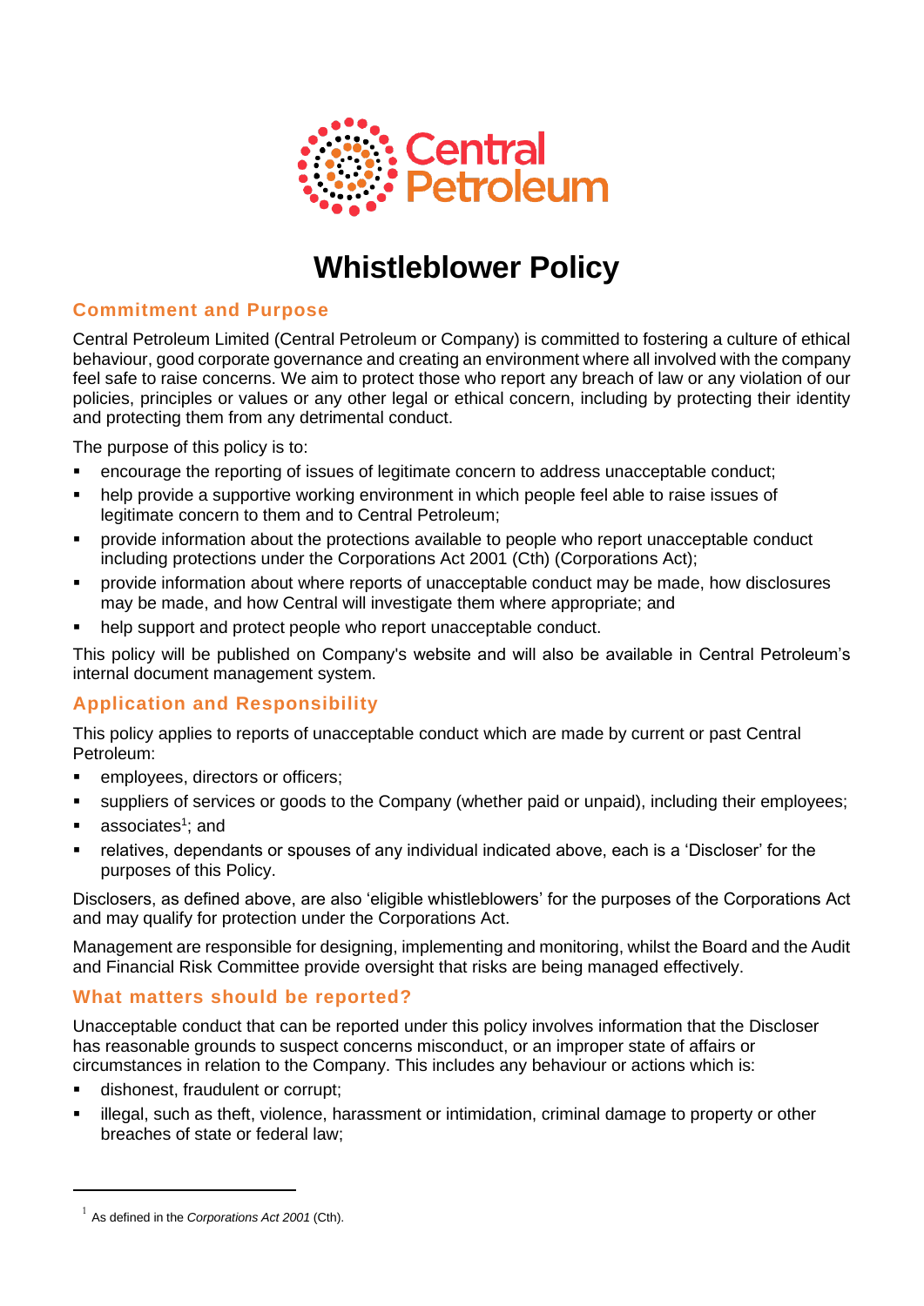Central Petroleum

# Whistleblower Policy

## Commitment and Purpose

Central Petroleum Limited (Central Petroleum or Company) is committed to fostering a culture of ethical behaviour, good corporate governance and creating an environment where all involved with the company feel safe to raise concerns. We aim to protect those who report any breach of law or any violation of our policies, principles or values or any other legal or ethical concern, including by protecting their identity and protecting them from any detrimental conduct.

The purpose of this policy is to:

- encourage the reporting of issues of legitimate concern to address unacceptable conduct;
- help provide a supportive working environment in which people feel able to raise issues of legitimate concern to them and to Central Petroleum;
- provide information about the protections available to people who report unacceptable conduct including protections under the Corporations Act 2001 (Cth) (Corporations Act);
- provide information about where reports of unacceptable conduct may be made, how disclosures may be made, and how Central will investigate them where appropriate; and
- help support and protect people who report unacceptable conduct.

This policy will be published on Company's website and will also be available in Central Petroleum's internal document management system.

## Application and Responsibility

This policy applies to reports of unacceptable conduct which are made by current or past Central Petroleum:

- employees, directors or officers;
- suppliers of services or goods to the Company (whether paid or unpaid), including their employees;
- associates[1]; and
- relatives, dependants or spouses of any individual indicated above, each is a 'Discloser' for the purposes of this Policy.

Disclosers, as defined above, are also 'eligible whistleblowers' for the purposes of the Corporations Act and may qualify for protection under the Corporations Act.

Management are responsible for designing, implementing and monitoring, whilst the Board and the Audit and Financial Risk Committee provide oversight that risks are being managed effectively.

## What matters should be reported?

Unacceptable conduct that can be reported under this policy involves information that the Discloser has reasonable grounds to suspect concerns misconduct, or an improper state of affairs or circumstances in relation to the Company. This includes any behaviour or actions which is:

- dishonest, fraudulent or corrupt;
- illegal, such as theft, violence, harassment or intimidation, criminal damage to property or other breaches of state or federal law;

---

[1] As defined in the *Corporations Act 2001* (Cth).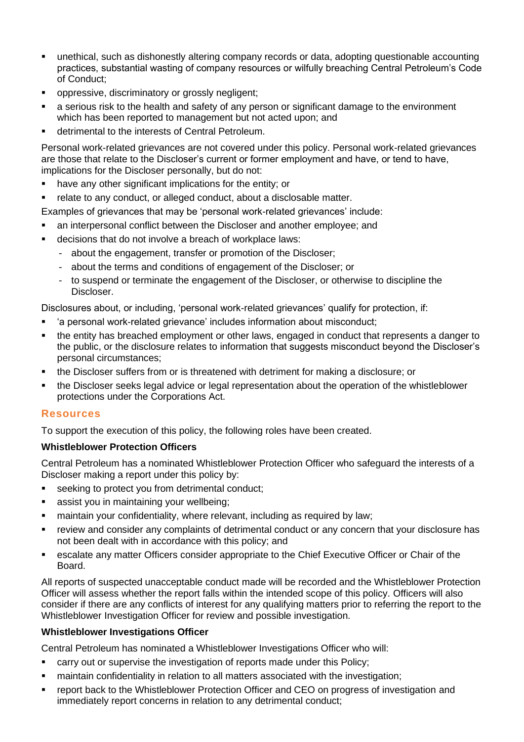- unethical, such as dishonestly altering company records or data, adopting questionable accounting practices, substantial wasting of company resources or wilfully breaching Central Petroleum's Code of Conduct;
- oppressive, discriminatory or grossly negligent;
- a serious risk to the health and safety of any person or significant damage to the environment which has been reported to management but not acted upon; and
- detrimental to the interests of Central Petroleum.

Personal work-related grievances are not covered under this policy. Personal work-related grievances are those that relate to the Discloser's current or former employment and have, or tend to have, implications for the Discloser personally, but do not:

- have any other significant implications for the entity; or
- relate to any conduct, or alleged conduct, about a disclosable matter.

Examples of grievances that may be 'personal work-related grievances' include:

- an interpersonal conflict between the Discloser and another employee; and
- decisions that do not involve a breach of workplace laws:
  - about the engagement, transfer or promotion of the Discloser;
  - about the terms and conditions of engagement of the Discloser; or
  - to suspend or terminate the engagement of the Discloser, or otherwise to discipline the Discloser.

Disclosures about, or including, 'personal work-related grievances' qualify for protection, if:

- 'a personal work-related grievance' includes information about misconduct;
- the entity has breached employment or other laws, engaged in conduct that represents a danger to the public, or the disclosure relates to information that suggests misconduct beyond the Discloser's personal circumstances;
- the Discloser suffers from or is threatened with detriment for making a disclosure; or
- the Discloser seeks legal advice or legal representation about the operation of the whistleblower protections under the Corporations Act.

## Resources

To support the execution of this policy, the following roles have been created.

**Whistleblower Protection Officers**

Central Petroleum has a nominated Whistleblower Protection Officer who safeguard the interests of a Discloser making a report under this policy by:

- seeking to protect you from detrimental conduct;
- assist you in maintaining your wellbeing;
- maintain your confidentiality, where relevant, including as required by law;
- review and consider any complaints of detrimental conduct or any concern that your disclosure has not been dealt with in accordance with this policy; and
- escalate any matter Officers consider appropriate to the Chief Executive Officer or Chair of the Board.

All reports of suspected unacceptable conduct made will be recorded and the Whistleblower Protection Officer will assess whether the report falls within the intended scope of this policy. Officers will also consider if there are any conflicts of interest for any qualifying matters prior to referring the report to the Whistleblower Investigation Officer for review and possible investigation.

**Whistleblower Investigations Officer**

Central Petroleum has nominated a Whistleblower Investigations Officer who will:

- carry out or supervise the investigation of reports made under this Policy;
- maintain confidentiality in relation to all matters associated with the investigation;
- report back to the Whistleblower Protection Officer and CEO on progress of investigation and immediately report concerns in relation to any detrimental conduct;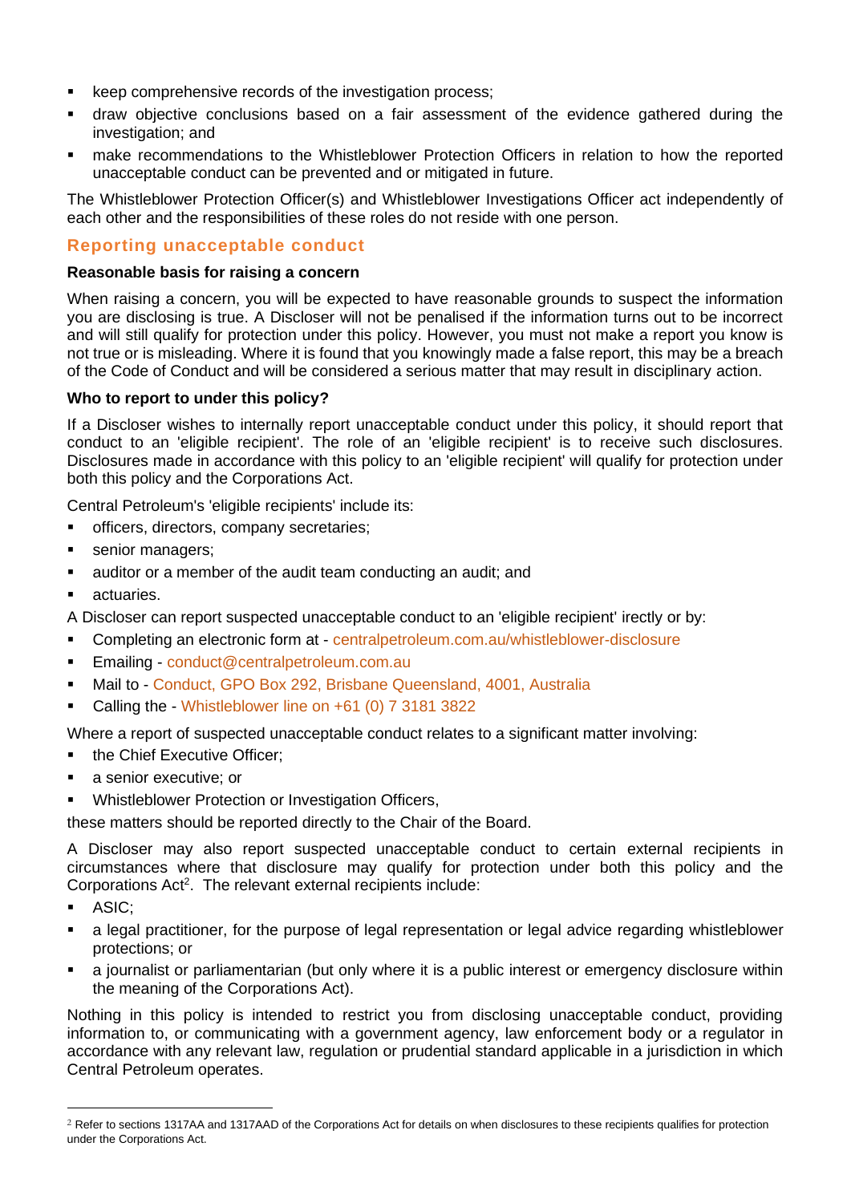- keep comprehensive records of the investigation process;
- draw objective conclusions based on a fair assessment of the evidence gathered during the investigation; and
- make recommendations to the Whistleblower Protection Officers in relation to how the reported unacceptable conduct can be prevented and or mitigated in future.

The Whistleblower Protection Officer(s) and Whistleblower Investigations Officer act independently of each other and the responsibilities of these roles do not reside with one person.

## Reporting unacceptable conduct

**Reasonable basis for raising a concern**

When raising a concern, you will be expected to have reasonable grounds to suspect the information you are disclosing is true. A Discloser will not be penalised if the information turns out to be incorrect and will still qualify for protection under this policy. However, you must not make a report you know is not true or is misleading. Where it is found that you knowingly made a false report, this may be a breach of the Code of Conduct and will be considered a serious matter that may result in disciplinary action.

**Who to report to under this policy?**

If a Discloser wishes to internally report unacceptable conduct under this policy, it should report that conduct to an 'eligible recipient'. The role of an 'eligible recipient' is to receive such disclosures. Disclosures made in accordance with this policy to an 'eligible recipient' will qualify for protection under both this policy and the Corporations Act.

Central Petroleum's 'eligible recipients' include its:

- officers, directors, company secretaries;
- senior managers;
- auditor or a member of the audit team conducting an audit; and
- actuaries.

A Discloser can report suspected unacceptable conduct to an 'eligible recipient' irectly or by:

- Completing an electronic form at - centralpetroleum.com.au/whistleblower-disclosure
- Emailing - conduct@centralpetroleum.com.au
- Mail to - Conduct, GPO Box 292, Brisbane Queensland, 4001, Australia
- Calling the - Whistleblower line on +61 (0) 7 3181 3822

Where a report of suspected unacceptable conduct relates to a significant matter involving:

- the Chief Executive Officer;
- a senior executive; or
- Whistleblower Protection or Investigation Officers,

these matters should be reported directly to the Chair of the Board.

A Discloser may also report suspected unacceptable conduct to certain external recipients in circumstances where that disclosure may qualify for protection under both this policy and the Corporations Act[2]. The relevant external recipients include:

- ASIC;
- a legal practitioner, for the purpose of legal representation or legal advice regarding whistleblower protections; or
- a journalist or parliamentarian (but only where it is a public interest or emergency disclosure within the meaning of the Corporations Act).

Nothing in this policy is intended to restrict you from disclosing unacceptable conduct, providing information to, or communicating with a government agency, law enforcement body or a regulator in accordance with any relevant law, regulation or prudential standard applicable in a jurisdiction in which Central Petroleum operates.

---

[2] Refer to sections 1317AA and 1317AAD of the Corporations Act for details on when disclosures to these recipients qualifies for protection under the Corporations Act.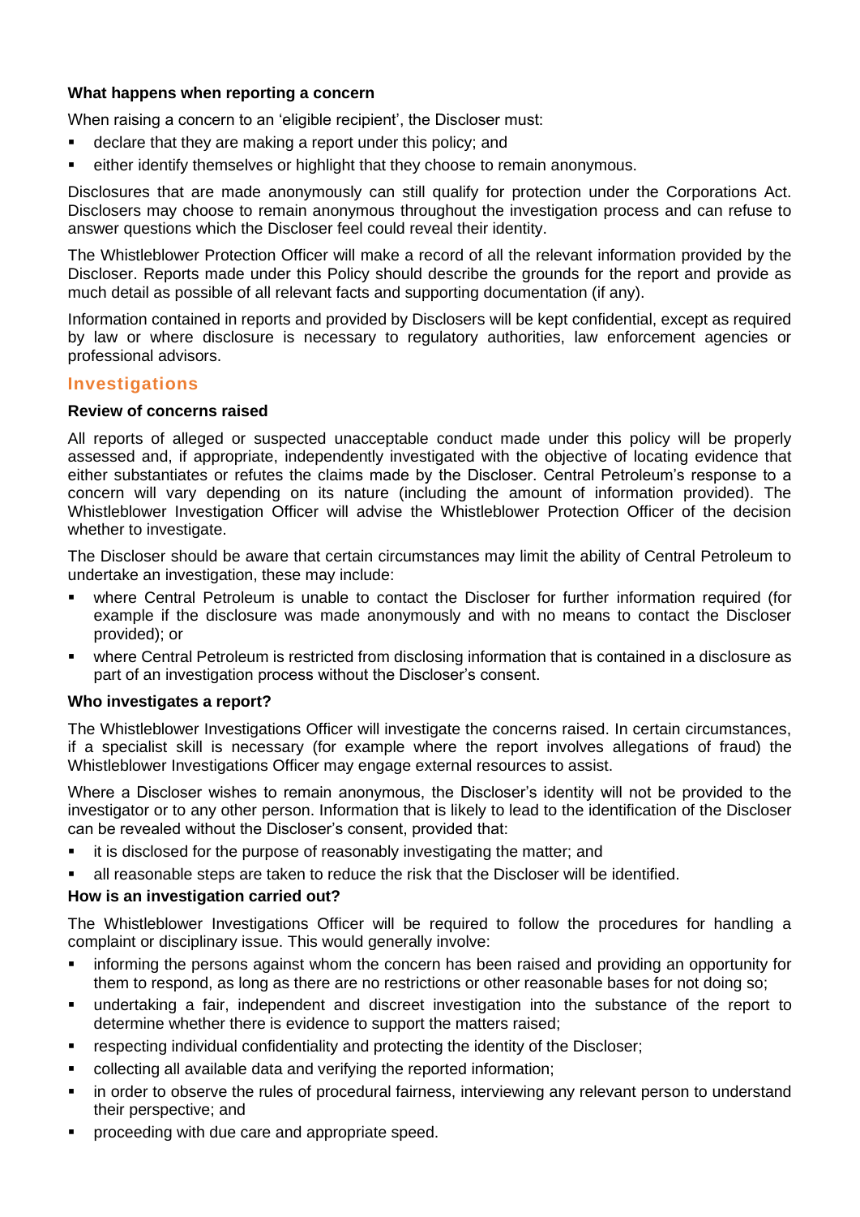#### What happens when reporting a concern

When raising a concern to an 'eligible recipient', the Discloser must:

- declare that they are making a report under this policy; and
- either identify themselves or highlight that they choose to remain anonymous.

Disclosures that are made anonymously can still qualify for protection under the Corporations Act. Disclosers may choose to remain anonymous throughout the investigation process and can refuse to answer questions which the Discloser feel could reveal their identity.

The Whistleblower Protection Officer will make a record of all the relevant information provided by the Discloser. Reports made under this Policy should describe the grounds for the report and provide as much detail as possible of all relevant facts and supporting documentation (if any).

Information contained in reports and provided by Disclosers will be kept confidential, except as required by law or where disclosure is necessary to regulatory authorities, law enforcement agencies or professional advisors.

### Investigations

#### Review of concerns raised

All reports of alleged or suspected unacceptable conduct made under this policy will be properly assessed and, if appropriate, independently investigated with the objective of locating evidence that either substantiates or refutes the claims made by the Discloser. Central Petroleum's response to a concern will vary depending on its nature (including the amount of information provided). The Whistleblower Investigation Officer will advise the Whistleblower Protection Officer of the decision whether to investigate.

The Discloser should be aware that certain circumstances may limit the ability of Central Petroleum to undertake an investigation, these may include:

- where Central Petroleum is unable to contact the Discloser for further information required (for example if the disclosure was made anonymously and with no means to contact the Discloser provided); or
- where Central Petroleum is restricted from disclosing information that is contained in a disclosure as part of an investigation process without the Discloser's consent.

#### Who investigates a report?

The Whistleblower Investigations Officer will investigate the concerns raised. In certain circumstances, if a specialist skill is necessary (for example where the report involves allegations of fraud) the Whistleblower Investigations Officer may engage external resources to assist.

Where a Discloser wishes to remain anonymous, the Discloser's identity will not be provided to the investigator or to any other person. Information that is likely to lead to the identification of the Discloser can be revealed without the Discloser's consent, provided that:

- it is disclosed for the purpose of reasonably investigating the matter; and
- all reasonable steps are taken to reduce the risk that the Discloser will be identified.

#### How is an investigation carried out?

The Whistleblower Investigations Officer will be required to follow the procedures for handling a complaint or disciplinary issue. This would generally involve:

- informing the persons against whom the concern has been raised and providing an opportunity for them to respond, as long as there are no restrictions or other reasonable bases for not doing so;
- undertaking a fair, independent and discreet investigation into the substance of the report to determine whether there is evidence to support the matters raised;
- respecting individual confidentiality and protecting the identity of the Discloser;
- collecting all available data and verifying the reported information;
- in order to observe the rules of procedural fairness, interviewing any relevant person to understand their perspective; and
- proceeding with due care and appropriate speed.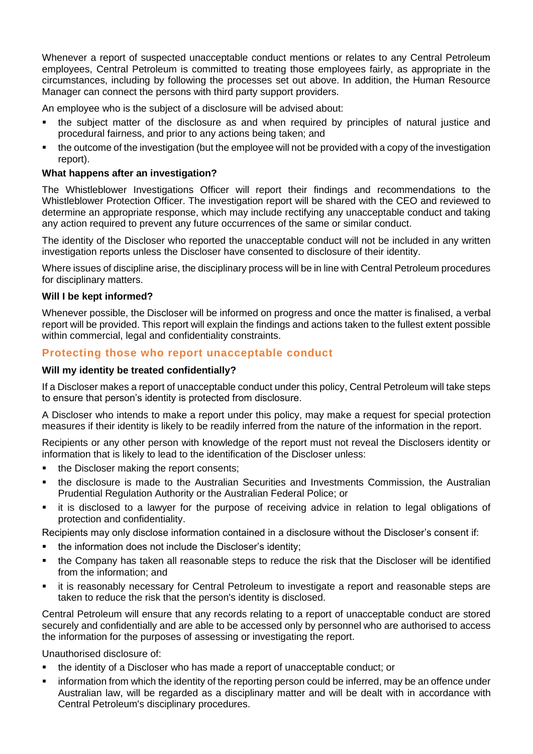Whenever a report of suspected unacceptable conduct mentions or relates to any Central Petroleum employees, Central Petroleum is committed to treating those employees fairly, as appropriate in the circumstances, including by following the processes set out above. In addition, the Human Resource Manager can connect the persons with third party support providers.

An employee who is the subject of a disclosure will be advised about:

- the subject matter of the disclosure as and when required by principles of natural justice and procedural fairness, and prior to any actions being taken; and
- the outcome of the investigation (but the employee will not be provided with a copy of the investigation report).

**What happens after an investigation?**

The Whistleblower Investigations Officer will report their findings and recommendations to the Whistleblower Protection Officer. The investigation report will be shared with the CEO and reviewed to determine an appropriate response, which may include rectifying any unacceptable conduct and taking any action required to prevent any future occurrences of the same or similar conduct.

The identity of the Discloser who reported the unacceptable conduct will not be included in any written investigation reports unless the Discloser have consented to disclosure of their identity.

Where issues of discipline arise, the disciplinary process will be in line with Central Petroleum procedures for disciplinary matters.

**Will I be kept informed?**

Whenever possible, the Discloser will be informed on progress and once the matter is finalised, a verbal report will be provided. This report will explain the findings and actions taken to the fullest extent possible within commercial, legal and confidentiality constraints.

## Protecting those who report unacceptable conduct

**Will my identity be treated confidentially?**

If a Discloser makes a report of unacceptable conduct under this policy, Central Petroleum will take steps to ensure that person's identity is protected from disclosure.

A Discloser who intends to make a report under this policy, may make a request for special protection measures if their identity is likely to be readily inferred from the nature of the information in the report.

Recipients or any other person with knowledge of the report must not reveal the Disclosers identity or information that is likely to lead to the identification of the Discloser unless:

- the Discloser making the report consents;
- the disclosure is made to the Australian Securities and Investments Commission, the Australian Prudential Regulation Authority or the Australian Federal Police; or
- it is disclosed to a lawyer for the purpose of receiving advice in relation to legal obligations of protection and confidentiality.

Recipients may only disclose information contained in a disclosure without the Discloser's consent if:

- the information does not include the Discloser's identity;
- the Company has taken all reasonable steps to reduce the risk that the Discloser will be identified from the information; and
- it is reasonably necessary for Central Petroleum to investigate a report and reasonable steps are taken to reduce the risk that the person's identity is disclosed.

Central Petroleum will ensure that any records relating to a report of unacceptable conduct are stored securely and confidentially and are able to be accessed only by personnel who are authorised to access the information for the purposes of assessing or investigating the report.

Unauthorised disclosure of:

- the identity of a Discloser who has made a report of unacceptable conduct; or
- information from which the identity of the reporting person could be inferred, may be an offence under Australian law, will be regarded as a disciplinary matter and will be dealt with in accordance with Central Petroleum's disciplinary procedures.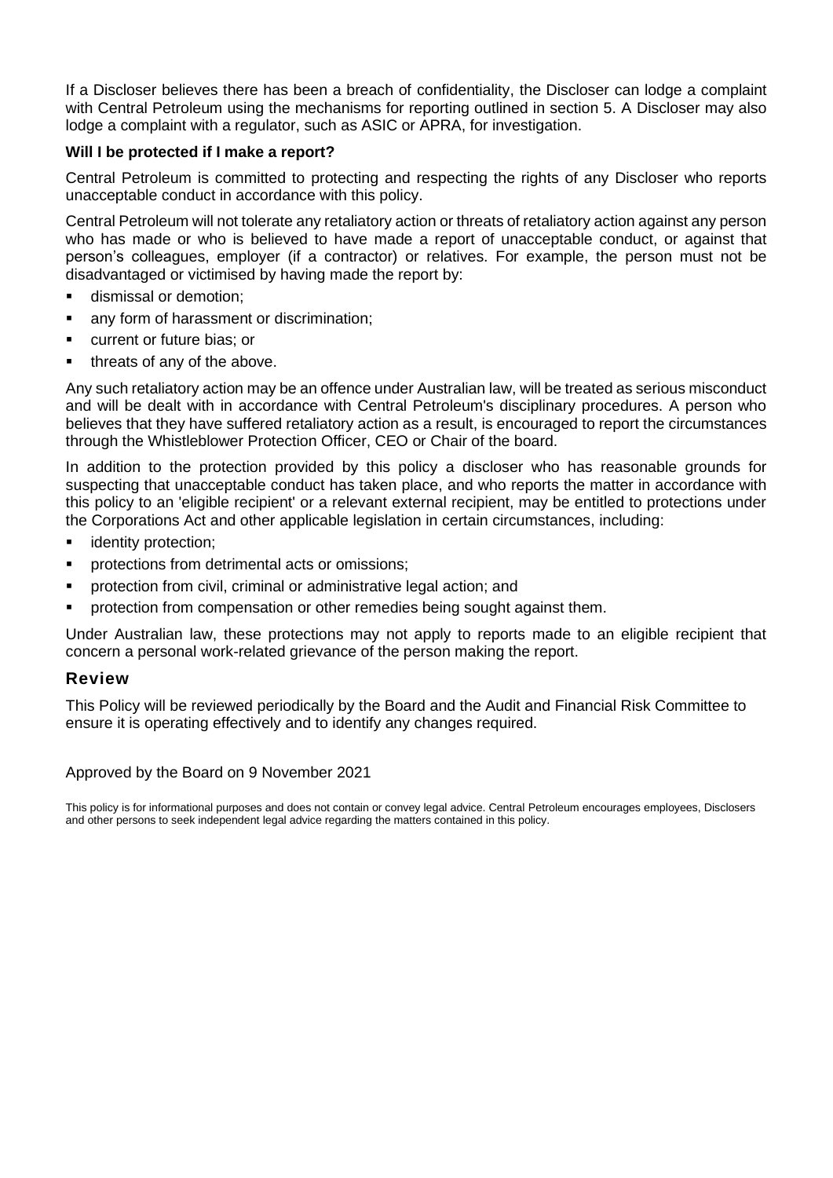If a Discloser believes there has been a breach of confidentiality, the Discloser can lodge a complaint with Central Petroleum using the mechanisms for reporting outlined in section 5. A Discloser may also lodge a complaint with a regulator, such as ASIC or APRA, for investigation.

**Will I be protected if I make a report?**

Central Petroleum is committed to protecting and respecting the rights of any Discloser who reports unacceptable conduct in accordance with this policy.

Central Petroleum will not tolerate any retaliatory action or threats of retaliatory action against any person who has made or who is believed to have made a report of unacceptable conduct, or against that person's colleagues, employer (if a contractor) or relatives. For example, the person must not be disadvantaged or victimised by having made the report by:

- dismissal or demotion;
- any form of harassment or discrimination;
- current or future bias; or
- threats of any of the above.

Any such retaliatory action may be an offence under Australian law, will be treated as serious misconduct and will be dealt with in accordance with Central Petroleum's disciplinary procedures. A person who believes that they have suffered retaliatory action as a result, is encouraged to report the circumstances through the Whistleblower Protection Officer, CEO or Chair of the board.

In addition to the protection provided by this policy a discloser who has reasonable grounds for suspecting that unacceptable conduct has taken place, and who reports the matter in accordance with this policy to an 'eligible recipient' or a relevant external recipient, may be entitled to protections under the Corporations Act and other applicable legislation in certain circumstances, including:

- identity protection;
- protections from detrimental acts or omissions;
- protection from civil, criminal or administrative legal action; and
- protection from compensation or other remedies being sought against them.

Under Australian law, these protections may not apply to reports made to an eligible recipient that concern a personal work-related grievance of the person making the report.

## Review

This Policy will be reviewed periodically by the Board and the Audit and Financial Risk Committee to ensure it is operating effectively and to identify any changes required.

Approved by the Board on 9 November 2021

This policy is for informational purposes and does not contain or convey legal advice. Central Petroleum encourages employees, Disclosers and other persons to seek independent legal advice regarding the matters contained in this policy.